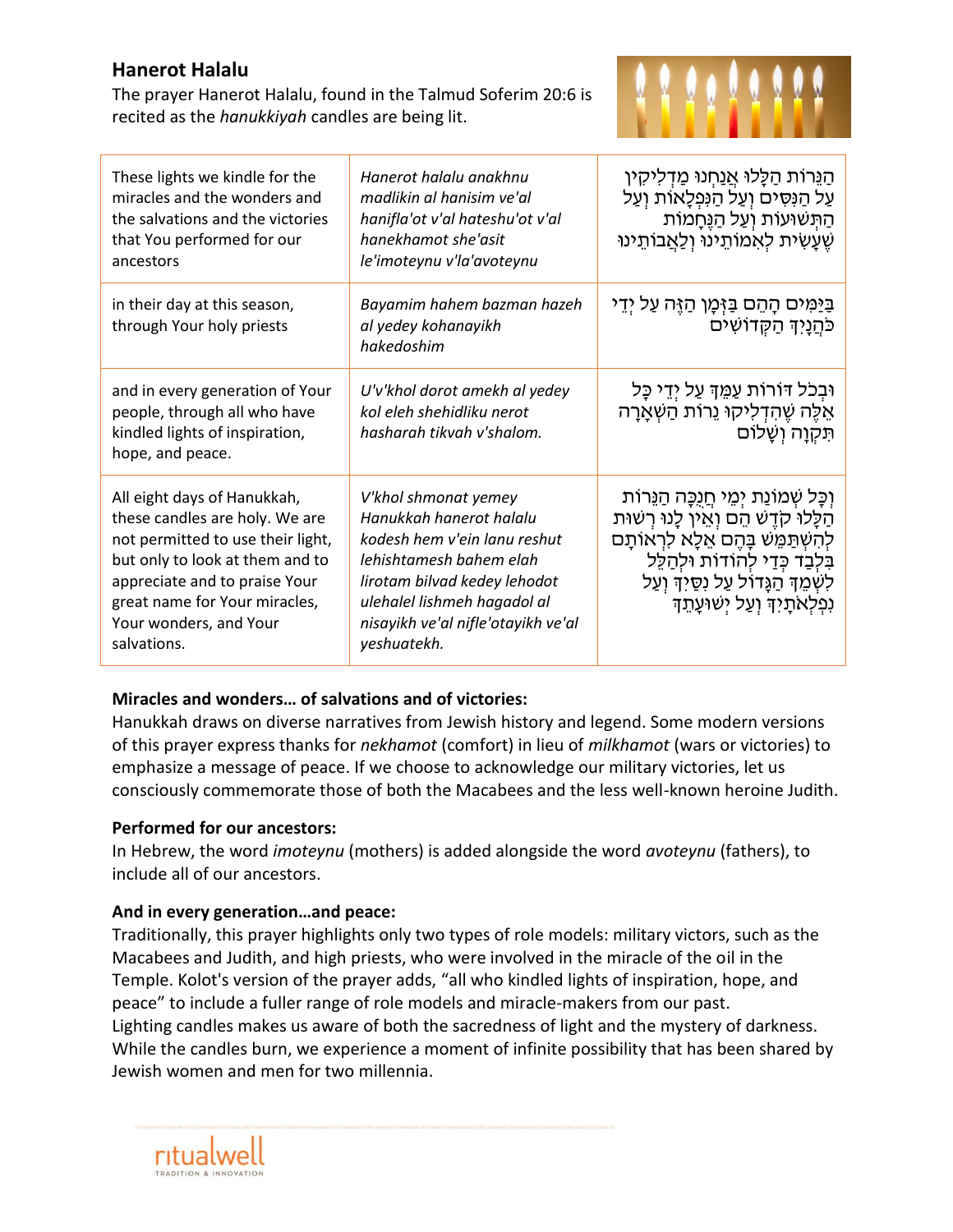## Hanerot Halalu

The prayer Hanerot Halalu, found in the Talmud Soferim 20:6 is recited as the *hanukkiyah* candles are being lit.

| | | |
|---|---|---|
| These lights we kindle for the miracles and the wonders and the salvations and the victories that You performed for our ancestors | *Hanerot halalu anakhnu madlikin al hanisim ve'al hanifla'ot v'al hateshu'ot v'al hanekhamot she'asit le'imoteynu v'la'avoteynu* | הַנֵּרוֹת הַלָּלוּ אֲנַחְנוּ מַדְלִיקִין עַל הַנִּסִּים וְעַל הַנִּפְלָאוֹת וְעַל הַתְּשׁוּעוֹת וְעַל הַנֶּחָמוֹת שֶׁעָשִׂית לְאִמּוֹתֵינוּ וְלַאֲבוֹתֵינוּ |
| in their day at this season, through Your holy priests | *Bayamim hahem bazman hazeh al yedey kohanayikh hakedoshim* | בַּיָּמִים הָהֵם בַּזְּמָן הַזֶּה עַל יְדֵי כֹּהֲנַיִךְ הַקְּדוֹשִׁים |
| and in every generation of Your people, through all who have kindled lights of inspiration, hope, and peace. | *U'v'khol dorot amekh al yedey kol eleh shehidliku nerot hasharah tikvah v'shalom.* | וּבְכָל דּוֹרוֹת עַמֵּךְ עַל יְדֵי כָּל אֵלֶּה שֶׁהִדְלִיקוּ נֵרוֹת הַשְׁאָרָה תִּקְוָה וְשָׁלוֹם |
| All eight days of Hanukkah, these candles are holy. We are not permitted to use their light, but only to look at them and to appreciate and to praise Your great name for Your miracles, Your wonders, and Your salvations. | *V'khol shmonat yemey Hanukkah hanerot halalu kodesh hem v'ein lanu reshut lehishtamesh bahem elah lirotam bilvad kedey lehodot ulehalel lishmeh hagadol al nisayikh ve'al nifle'otayikh ve'al yeshuatekh.* | וְכָל שְׁמוֹנַת יְמֵי חֲנֻכָּה הַנֵּרוֹת הַלָּלוּ קֹדֶשׁ הֵם וְאֵין לָנוּ רְשׁוּת לְהִשְׁתַּמֵּשׁ בָּהֶם אֶלָּא לִרְאוֹתָם בִּלְבַד כְּדֵי לְהוֹדוֹת וּלְהַלֵּל לִשְׁמֵךְ הַגָּדוֹל עַל נִסַּיִךְ וְעַל נִפְלְאֹתַיִךְ וְעַל יְשׁוּעָתֵךְ |

**Miracles and wonders… of salvations and of victories:**
Hanukkah draws on diverse narratives from Jewish history and legend. Some modern versions of this prayer express thanks for *nekhamot* (comfort) in lieu of *milkhamot* (wars or victories) to emphasize a message of peace. If we choose to acknowledge our military victories, let us consciously commemorate those of both the Macabees and the less well-known heroine Judith.

**Performed for our ancestors:**
In Hebrew, the word *imoteynu* (mothers) is added alongside the word *avoteynu* (fathers), to include all of our ancestors.

**And in every generation…and peace:**
Traditionally, this prayer highlights only two types of role models: military victors, such as the Macabees and Judith, and high priests, who were involved in the miracle of the oil in the Temple. Kolot's version of the prayer adds, "all who kindled lights of inspiration, hope, and peace" to include a fuller range of role models and miracle-makers from our past.
Lighting candles makes us aware of both the sacredness of light and the mystery of darkness. While the candles burn, we experience a moment of infinite possibility that has been shared by Jewish women and men for two millennia.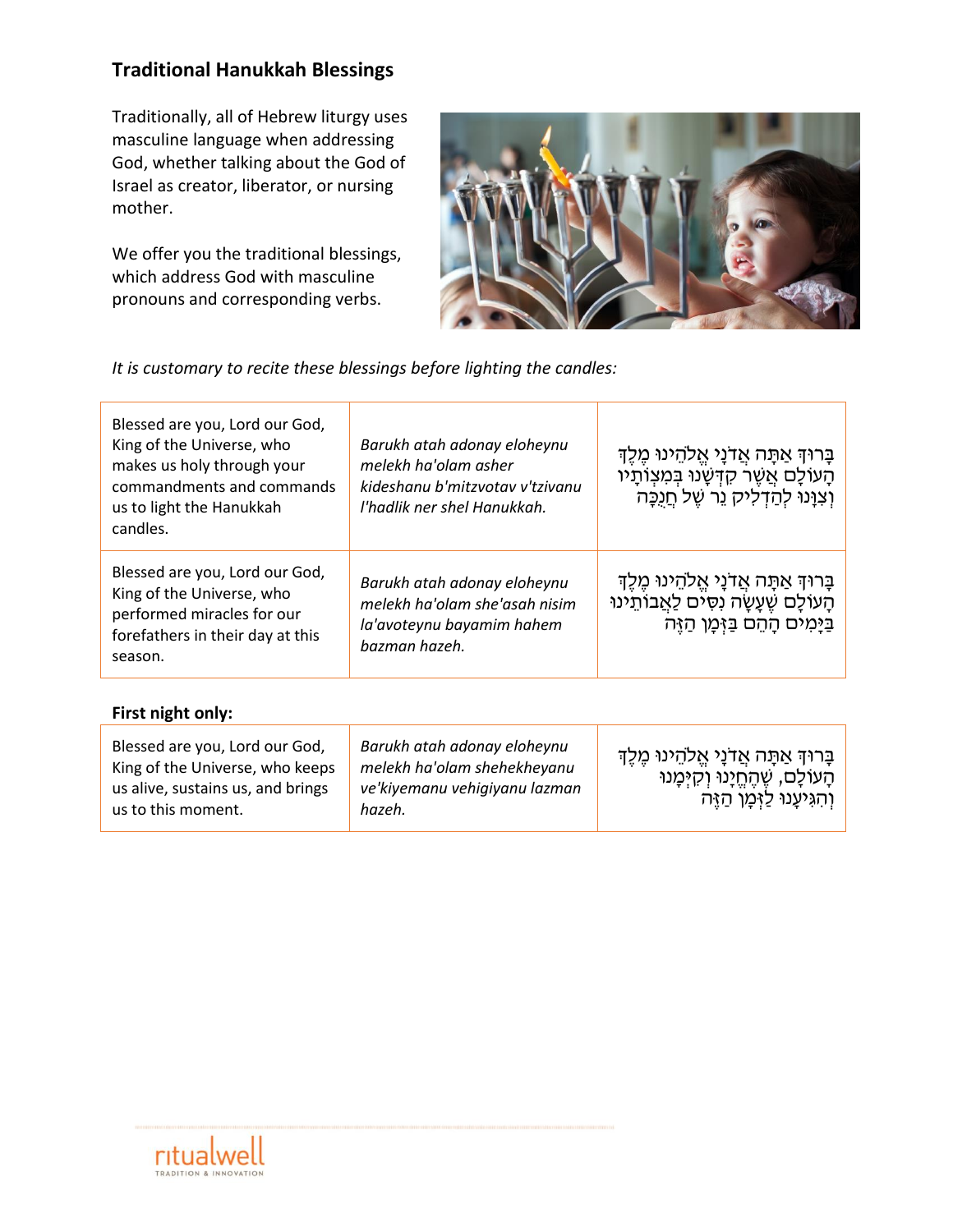## Traditional Hanukkah Blessings

Traditionally, all of Hebrew liturgy uses masculine language when addressing God, whether talking about the God of Israel as creator, liberator, or nursing mother.

We offer you the traditional blessings, which address God with masculine pronouns and corresponding verbs.

*It is customary to recite these blessings before lighting the candles:*

| | | |
|---|---|---|
| Blessed are you, Lord our God, King of the Universe, who makes us holy through your commandments and commands us to light the Hanukkah candles. | *Barukh atah adonay eloheynu melekh ha'olam asher kideshanu b'mitzvotav v'tzivanu l'hadlik ner shel Hanukkah.* | בָּרוּךְ אַתָּה אֲדֹנָי אֱלֹהֵינוּ מֶלֶךְ הָעוֹלָם אֲשֶׁר קִדְּשָׁנוּ בְּמִצְוֹתָיו וְצִוָּנוּ לְהַדְלִיק נֵר שֶׁל חֲנֻכָּה |
| Blessed are you, Lord our God, King of the Universe, who performed miracles for our forefathers in their day at this season. | *Barukh atah adonay eloheynu melekh ha'olam she'asah nisim la'avoteynu bayamim hahem bazman hazeh.* | בָּרוּךְ אַתָּה אֲדֹנָי אֱלֹהֵינוּ מֶלֶךְ הָעוֹלָם שֶׁעָשָׂה נִסִּים לַאֲבוֹתֵינוּ בַּיָּמִים הָהֵם בַּזְּמַן הַזֶּה |

**First night only:**

| | | |
|---|---|---|
| Blessed are you, Lord our God, King of the Universe, who keeps us alive, sustains us, and brings us to this moment. | *Barukh atah adonay eloheynu melekh ha'olam shehekheyanu ve'kiyemanu vehigiyanu lazman hazeh.* | בָּרוּךְ אַתָּה אֲדֹנָי אֱלֹהֵינוּ מֶלֶךְ הָעוֹלָם, שֶׁהֶחֱיָנוּ וְקִיְּמָנוּ וְהִגִּיעָנוּ לַזְּמַן הַזֶּה |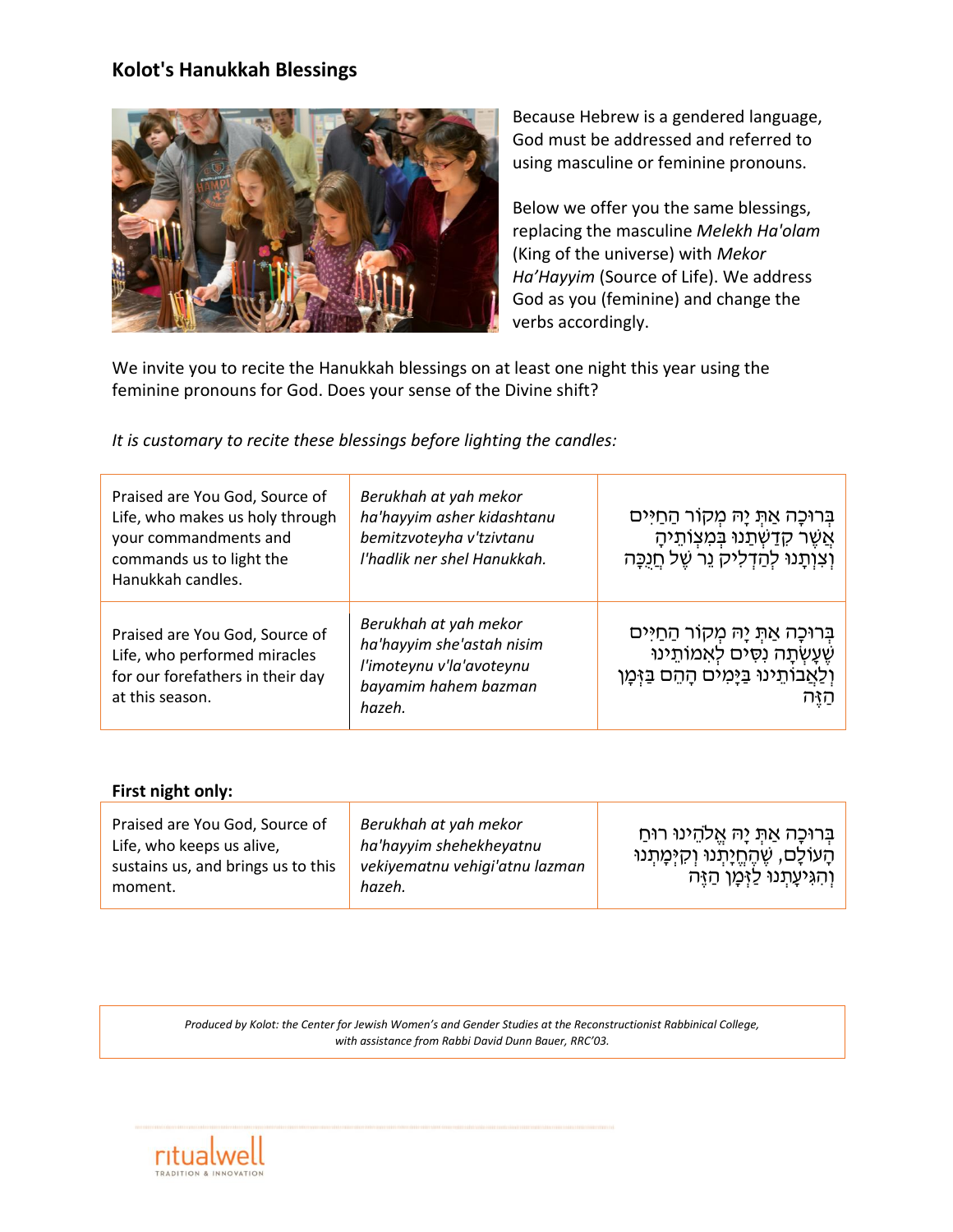## Kolot's Hanukkah Blessings

Because Hebrew is a gendered language, God must be addressed and referred to using masculine or feminine pronouns.

Below we offer you the same blessings, replacing the masculine *Melekh Ha'olam* (King of the universe) with *Mekor Ha'Hayyim* (Source of Life). We address God as you (feminine) and change the verbs accordingly.

We invite you to recite the Hanukkah blessings on at least one night this year using the feminine pronouns for God. Does your sense of the Divine shift?

*It is customary to recite these blessings before lighting the candles:*

| | | |
|---|---|---|
| Praised are You God, Source of Life, who makes us holy through your commandments and commands us to light the Hanukkah candles. | *Berukhah at yah mekor ha'hayyim asher kidashtanu bemitzvoteyha v'tzivtanu l'hadlik ner shel Hanukkah.* | בְּרוּכָה אַתְּ יָהּ מְקוֹר הַחַיִּים אֲשֶׁר קִדְּשַׁתְנוּ בְּמִצְוֹתֶיהָ וְצִוְּתָנוּ לְהַדְלִיק נֵר שֶׁל חֲנֻכָּה |
| Praised are You God, Source of Life, who performed miracles for our forefathers in their day at this season. | *Berukhah at yah mekor ha'hayyim she'astah nisim l'imoteynu v'la'avoteynu bayamim hahem bazman hazeh.* | בְּרוּכָה אַתְּ יָהּ מְקוֹר הַחַיִּים שֶׁעָשְׂתָה נִסִּים לְאִמּוֹתֵינוּ וְלַאֲבוֹתֵינוּ בַּיָּמִים הָהֵם בַּזְּמַן הַזֶּה |

**First night only:**

| | | |
|---|---|---|
| Praised are You God, Source of Life, who keeps us alive, sustains us, and brings us to this moment. | *Berukhah at yah mekor ha'hayyim shehekheyatnu vekiyematnu vehigi'atnu lazman hazeh.* | בְּרוּכָה אַתְּ יָהּ אֱלֹהֵינוּ רוּחַ הָעוֹלָם, שֶׁהֶחֱיָתְנוּ וְקִיְּמַתְנוּ וְהִגִּיעַתְנוּ לַזְּמַן הַזֶּה |

*Produced by Kolot: the Center for Jewish Women's and Gender Studies at the Reconstructionist Rabbinical College, with assistance from Rabbi David Dunn Bauer, RRC'03.*

ritualwell
TRADITION & INNOVATION